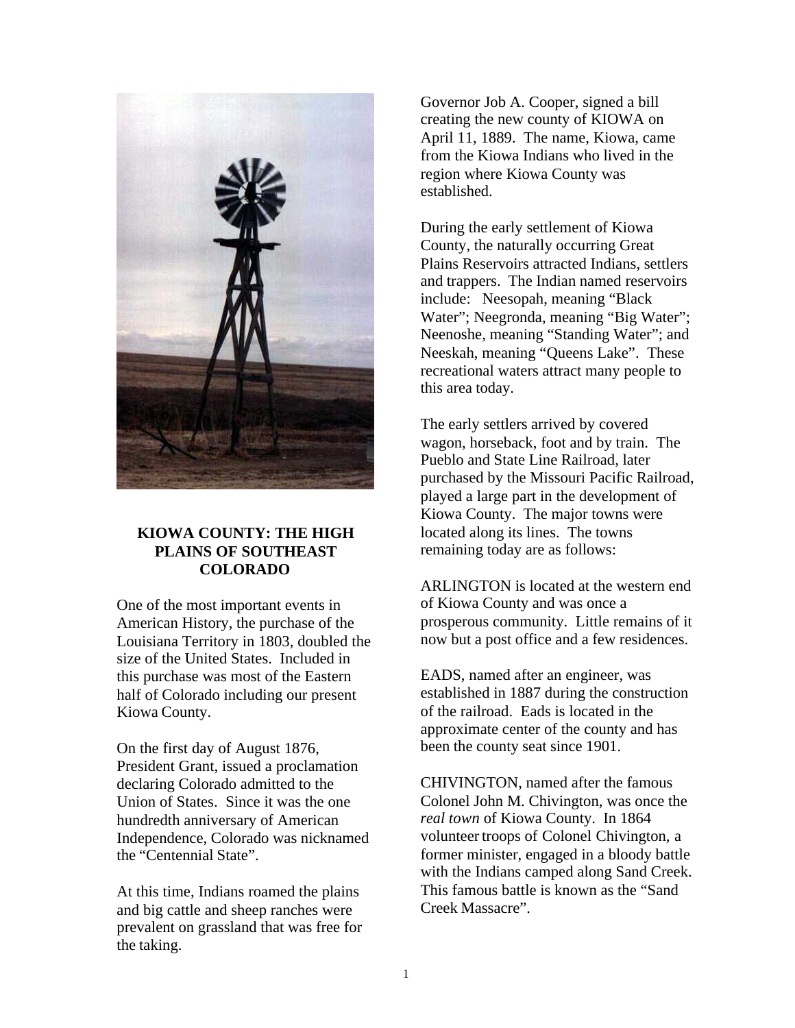## KIOWA COUNTY: THE HIGH PLAINS OF SOUTHEAST COLORADO

One of the most important events in American History, the purchase of the Louisiana Territory in 1803, doubled the size of the United States. Included in this purchase was most of the Eastern half of Colorado including our present Kiowa County.

On the first day of August 1876, President Grant, issued a proclamation declaring Colorado admitted to the Union of States. Since it was the one hundredth anniversary of American Independence, Colorado was nicknamed the "Centennial State".

At this time, Indians roamed the plains and big cattle and sheep ranches were prevalent on grassland that was free for the taking.

Governor Job A. Cooper, signed a bill creating the new county of KIOWA on April 11, 1889. The name, Kiowa, came from the Kiowa Indians who lived in the region where Kiowa County was established.

During the early settlement of Kiowa County, the naturally occurring Great Plains Reservoirs attracted Indians, settlers and trappers. The Indian named reservoirs include: Neesopah, meaning "Black Water"; Neegronda, meaning "Big Water"; Neenoshe, meaning "Standing Water"; and Neeskah, meaning "Queens Lake". These recreational waters attract many people to this area today.

The early settlers arrived by covered wagon, horseback, foot and by train. The Pueblo and State Line Railroad, later purchased by the Missouri Pacific Railroad, played a large part in the development of Kiowa County. The major towns were located along its lines. The towns remaining today are as follows:

ARLINGTON is located at the western end of Kiowa County and was once a prosperous community. Little remains of it now but a post office and a few residences.

EADS, named after an engineer, was established in 1887 during the construction of the railroad. Eads is located in the approximate center of the county and has been the county seat since 1901.

CHIVINGTON, named after the famous Colonel John M. Chivington, was once the *real town* of Kiowa County. In 1864 volunteer troops of Colonel Chivington, a former minister, engaged in a bloody battle with the Indians camped along Sand Creek. This famous battle is known as the "Sand Creek Massacre".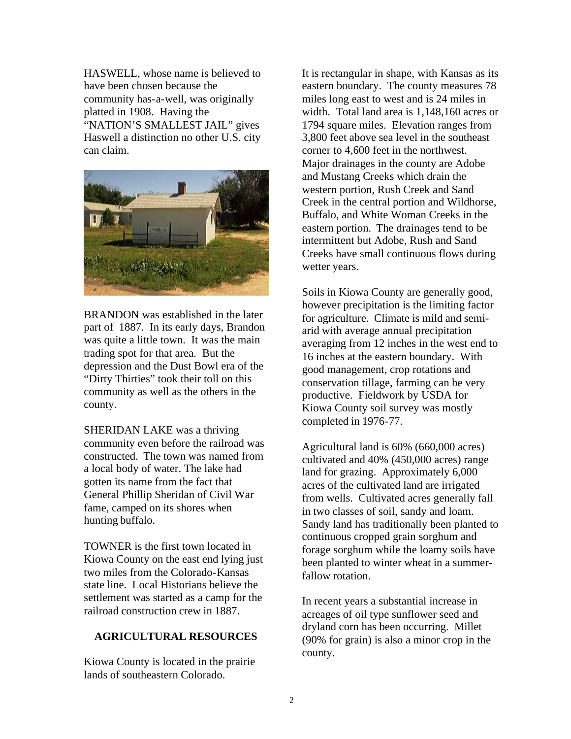HASWELL, whose name is believed to have been chosen because the community has-a-well, was originally platted in 1908. Having the "NATION'S SMALLEST JAIL" gives Haswell a distinction no other U.S. city can claim.

BRANDON was established in the later part of 1887. In its early days, Brandon was quite a little town. It was the main trading spot for that area. But the depression and the Dust Bowl era of the "Dirty Thirties" took their toll on this community as well as the others in the county.

SHERIDAN LAKE was a thriving community even before the railroad was constructed. The town was named from a local body of water. The lake had gotten its name from the fact that General Phillip Sheridan of Civil War fame, camped on its shores when hunting buffalo.

TOWNER is the first town located in Kiowa County on the east end lying just two miles from the Colorado-Kansas state line. Local Historians believe the settlement was started as a camp for the railroad construction crew in 1887.

## AGRICULTURAL RESOURCES

Kiowa County is located in the prairie lands of southeastern Colorado. It is rectangular in shape, with Kansas as its eastern boundary. The county measures 78 miles long east to west and is 24 miles in width. Total land area is 1,148,160 acres or 1794 square miles. Elevation ranges from 3,800 feet above sea level in the southeast corner to 4,600 feet in the northwest. Major drainages in the county are Adobe and Mustang Creeks which drain the western portion, Rush Creek and Sand Creek in the central portion and Wildhorse, Buffalo, and White Woman Creeks in the eastern portion. The drainages tend to be intermittent but Adobe, Rush and Sand Creeks have small continuous flows during wetter years.

Soils in Kiowa County are generally good, however precipitation is the limiting factor for agriculture. Climate is mild and semi-arid with average annual precipitation averaging from 12 inches in the west end to 16 inches at the eastern boundary. With good management, crop rotations and conservation tillage, farming can be very productive. Fieldwork by USDA for Kiowa County soil survey was mostly completed in 1976-77.

Agricultural land is 60% (660,000 acres) cultivated and 40% (450,000 acres) range land for grazing. Approximately 6,000 acres of the cultivated land are irrigated from wells. Cultivated acres generally fall in two classes of soil, sandy and loam. Sandy land has traditionally been planted to continuous cropped grain sorghum and forage sorghum while the loamy soils have been planted to winter wheat in a summer-fallow rotation.

In recent years a substantial increase in acreages of oil type sunflower seed and dryland corn has been occurring. Millet (90% for grain) is also a minor crop in the county.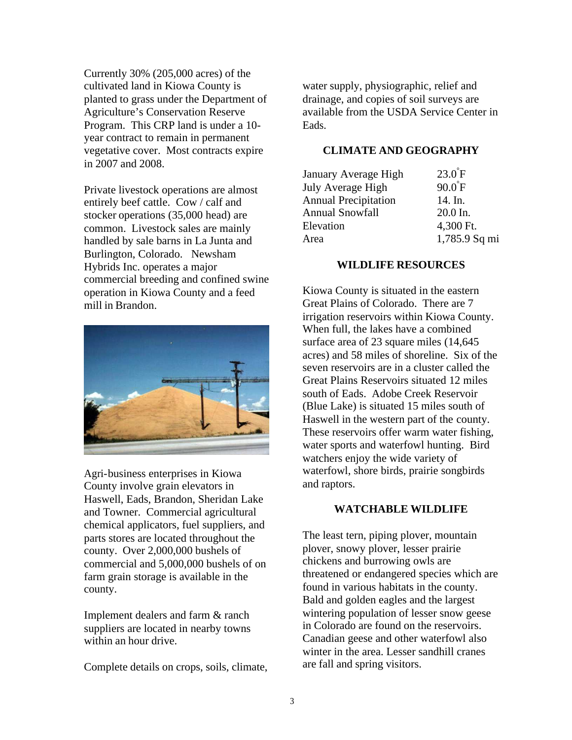Currently 30% (205,000 acres) of the cultivated land in Kiowa County is planted to grass under the Department of Agriculture's Conservation Reserve Program. This CRP land is under a 10-year contract to remain in permanent vegetative cover. Most contracts expire in 2007 and 2008.

Private livestock operations are almost entirely beef cattle. Cow / calf and stocker operations (35,000 head) are common. Livestock sales are mainly handled by sale barns in La Junta and Burlington, Colorado. Newsham Hybrids Inc. operates a major commercial breeding and confined swine operation in Kiowa County and a feed mill in Brandon.

Agri-business enterprises in Kiowa County involve grain elevators in Haswell, Eads, Brandon, Sheridan Lake and Towner. Commercial agricultural chemical applicators, fuel suppliers, and parts stores are located throughout the county. Over 2,000,000 bushels of commercial and 5,000,000 bushels of on farm grain storage is available in the county.

Implement dealers and farm & ranch suppliers are located in nearby towns within an hour drive.

Complete details on crops, soils, climate, water supply, physiographic, relief and drainage, and copies of soil surveys are available from the USDA Service Center in Eads.

## CLIMATE AND GEOGRAPHY

| | |
|---|---|
| January Average High | 23.0°F |
| July Average High | 90.0°F |
| Annual Precipitation | 14. In. |
| Annual Snowfall | 20.0 In. |
| Elevation | 4,300 Ft. |
| Area | 1,785.9 Sq mi |

## WILDLIFE RESOURCES

Kiowa County is situated in the eastern Great Plains of Colorado. There are 7 irrigation reservoirs within Kiowa County. When full, the lakes have a combined surface area of 23 square miles (14,645 acres) and 58 miles of shoreline. Six of the seven reservoirs are in a cluster called the Great Plains Reservoirs situated 12 miles south of Eads. Adobe Creek Reservoir (Blue Lake) is situated 15 miles south of Haswell in the western part of the county. These reservoirs offer warm water fishing, water sports and waterfowl hunting. Bird watchers enjoy the wide variety of waterfowl, shore birds, prairie songbirds and raptors.

## WATCHABLE WILDLIFE

The least tern, piping plover, mountain plover, snowy plover, lesser prairie chickens and burrowing owls are threatened or endangered species which are found in various habitats in the county. Bald and golden eagles and the largest wintering population of lesser snow geese in Colorado are found on the reservoirs. Canadian geese and other waterfowl also winter in the area. Lesser sandhill cranes are fall and spring visitors.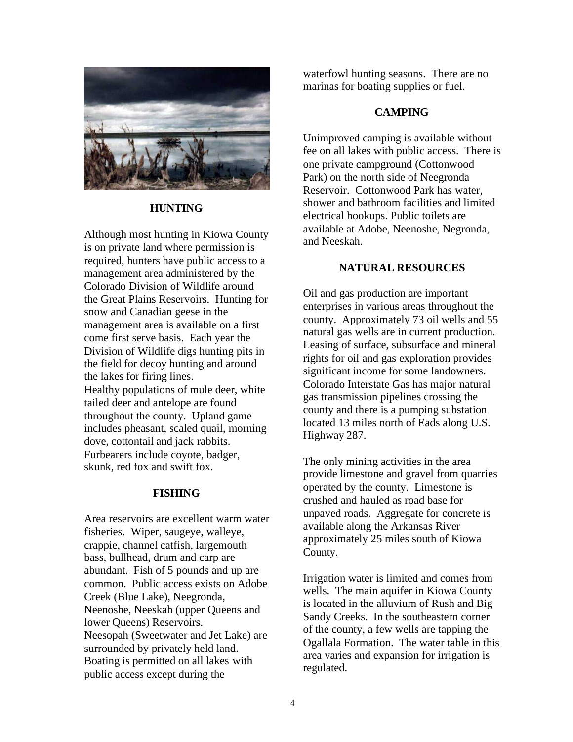## HUNTING

Although most hunting in Kiowa County is on private land where permission is required, hunters have public access to a management area administered by the Colorado Division of Wildlife around the Great Plains Reservoirs. Hunting for snow and Canadian geese in the management area is available on a first come first serve basis. Each year the Division of Wildlife digs hunting pits in the field for decoy hunting and around the lakes for firing lines.
Healthy populations of mule deer, white tailed deer and antelope are found throughout the county. Upland game includes pheasant, scaled quail, morning dove, cottontail and jack rabbits. Furbearers include coyote, badger, skunk, red fox and swift fox.

## FISHING

Area reservoirs are excellent warm water fisheries. Wiper, saugeye, walleye, crappie, channel catfish, largemouth bass, bullhead, drum and carp are abundant. Fish of 5 pounds and up are common. Public access exists on Adobe Creek (Blue Lake), Neegronda, Neenoshe, Neeskah (upper Queens and lower Queens) Reservoirs.
Neesopah (Sweetwater and Jet Lake) are surrounded by privately held land. Boating is permitted on all lakes with public access except during the waterfowl hunting seasons. There are no marinas for boating supplies or fuel.

## CAMPING

Unimproved camping is available without fee on all lakes with public access. There is one private campground (Cottonwood Park) on the north side of Neegronda Reservoir. Cottonwood Park has water, shower and bathroom facilities and limited electrical hookups. Public toilets are available at Adobe, Neenoshe, Negronda, and Neeskah.

## NATURAL RESOURCES

Oil and gas production are important enterprises in various areas throughout the county. Approximately 73 oil wells and 55 natural gas wells are in current production. Leasing of surface, subsurface and mineral rights for oil and gas exploration provides significant income for some landowners. Colorado Interstate Gas has major natural gas transmission pipelines crossing the county and there is a pumping substation located 13 miles north of Eads along U.S. Highway 287.

The only mining activities in the area provide limestone and gravel from quarries operated by the county. Limestone is crushed and hauled as road base for unpaved roads. Aggregate for concrete is available along the Arkansas River approximately 25 miles south of Kiowa County.

Irrigation water is limited and comes from wells. The main aquifer in Kiowa County is located in the alluvium of Rush and Big Sandy Creeks. In the southeastern corner of the county, a few wells are tapping the Ogallala Formation. The water table in this area varies and expansion for irrigation is regulated.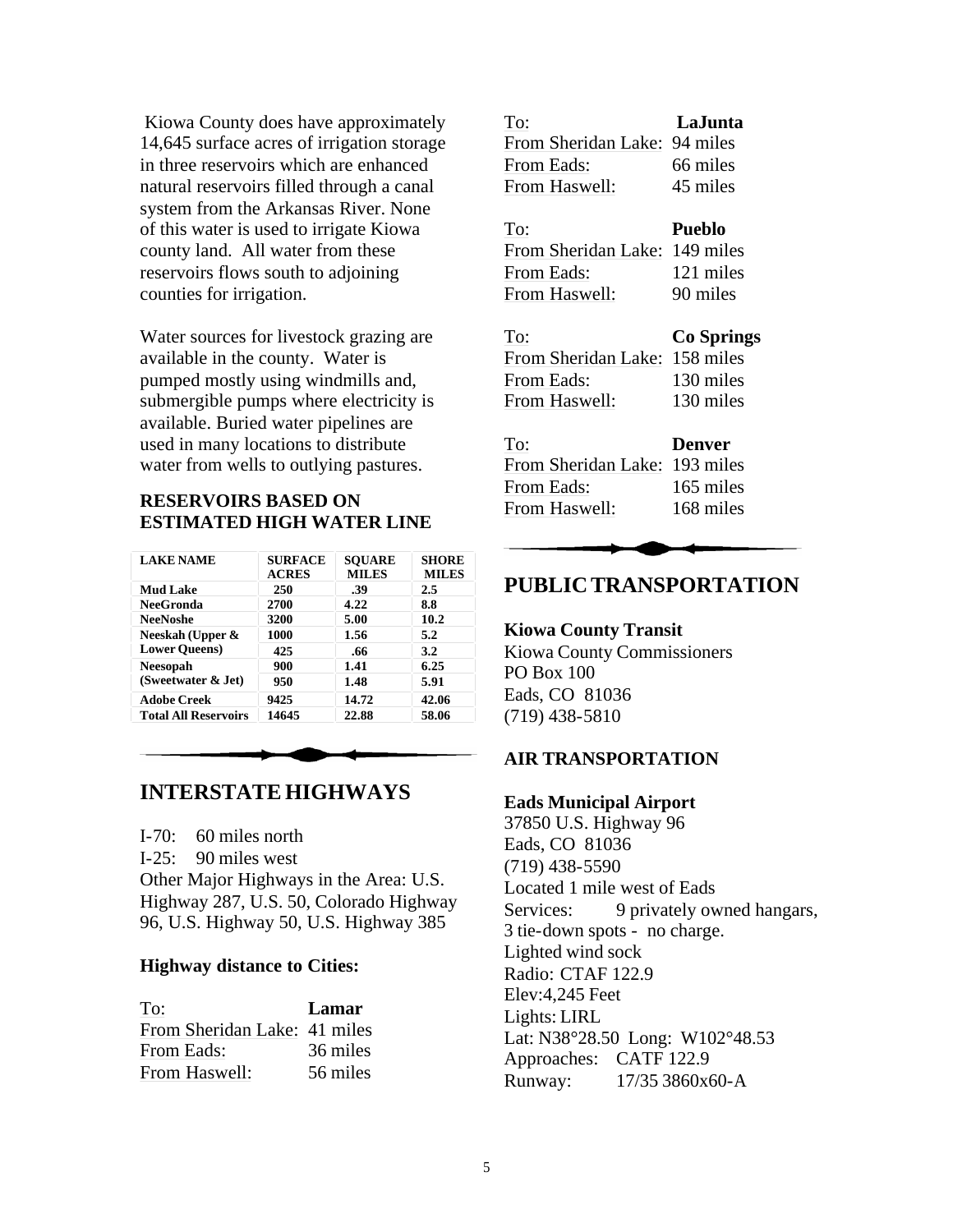Kiowa County does have approximately 14,645 surface acres of irrigation storage in three reservoirs which are enhanced natural reservoirs filled through a canal system from the Arkansas River. None of this water is used to irrigate Kiowa county land. All water from these reservoirs flows south to adjoining counties for irrigation.

Water sources for livestock grazing are available in the county. Water is pumped mostly using windmills and, submergible pumps where electricity is available. Buried water pipelines are used in many locations to distribute water from wells to outlying pastures.

**RESERVOIRS BASED ON ESTIMATED HIGH WATER LINE**

| LAKE NAME | SURFACE ACRES | SQUARE MILES | SHORE MILES |
|---|---|---|---|
| Mud Lake | 250 | .39 | 2.5 |
| NeeGronda | 2700 | 4.22 | 8.8 |
| NeeNoshe | 3200 | 5.00 | 10.2 |
| Neeskah (Upper & | 1000 | 1.56 | 5.2 |
| Lower Queens) | 425 | .66 | 3.2 |
| Neesopah | 900 | 1.41 | 6.25 |
| (Sweetwater & Jet) | 950 | 1.48 | 5.91 |
| Adobe Creek | 9425 | 14.72 | 42.06 |
| Total All Reservoirs | 14645 | 22.88 | 58.06 |

## INTERSTATE HIGHWAYS

I-70: 60 miles north
I-25: 90 miles west
Other Major Highways in the Area: U.S. Highway 287, U.S. 50, Colorado Highway 96, U.S. Highway 50, U.S. Highway 385

**Highway distance to Cities:**

| To: | **Lamar** |
|---|---|
| From Sheridan Lake: | 41 miles |
| From Eads: | 36 miles |
| From Haswell: | 56 miles |

| To: | **LaJunta** |
|---|---|
| From Sheridan Lake: | 94 miles |
| From Eads: | 66 miles |
| From Haswell: | 45 miles |

| To: | **Pueblo** |
|---|---|
| From Sheridan Lake: | 149 miles |
| From Eads: | 121 miles |
| From Haswell: | 90 miles |

| To: | **Co Springs** |
|---|---|
| From Sheridan Lake: | 158 miles |
| From Eads: | 130 miles |
| From Haswell: | 130 miles |

| To: | **Denver** |
|---|---|
| From Sheridan Lake: | 193 miles |
| From Eads: | 165 miles |
| From Haswell: | 168 miles |

## PUBLIC TRANSPORTATION

**Kiowa County Transit**
Kiowa County Commissioners
PO Box 100
Eads, CO 81036
(719) 438-5810

### AIR TRANSPORTATION

**Eads Municipal Airport**
37850 U.S. Highway 96
Eads, CO 81036
(719) 438-5590
Located 1 mile west of Eads
Services: 9 privately owned hangars, 3 tie-down spots - no charge.
Lighted wind sock
Radio: CTAF 122.9
Elev:4,245 Feet
Lights: LIRL
Lat: N38°28.50 Long: W102°48.53
Approaches: CATF 122.9
Runway: 17/35 3860x60-A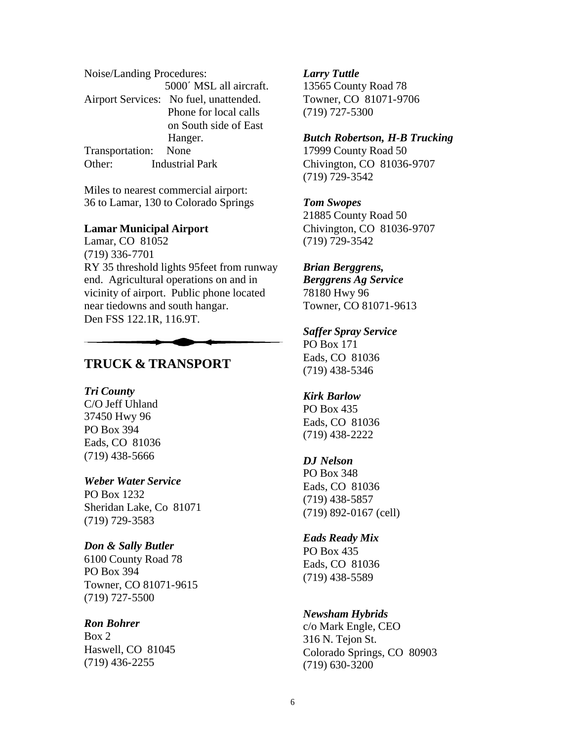Noise/Landing Procedures:
5000´ MSL all aircraft.
Airport Services: No fuel, unattended. Phone for local calls on South side of East Hanger.
Transportation: None
Other: Industrial Park

Miles to nearest commercial airport:
36 to Lamar, 130 to Colorado Springs

**Lamar Municipal Airport**
Lamar, CO 81052
(719) 336-7701
RY 35 threshold lights 95feet from runway end. Agricultural operations on and in vicinity of airport. Public phone located near tiedowns and south hangar.
Den FSS 122.1R, 116.9T.

## TRUCK & TRANSPORT

***Tri County***
C/O Jeff Uhland
37450 Hwy 96
PO Box 394
Eads, CO 81036
(719) 438-5666

***Weber Water Service***
PO Box 1232
Sheridan Lake, Co 81071
(719) 729-3583

***Don & Sally Butler***
6100 County Road 78
PO Box 394
Towner, CO 81071-9615
(719) 727-5500

***Ron Bohrer***
Box 2
Haswell, CO 81045
(719) 436-2255

***Larry Tuttle***
13565 County Road 78
Towner, CO 81071-9706
(719) 727-5300

***Butch Robertson, H-B Trucking***
17999 County Road 50
Chivington, CO 81036-9707
(719) 729-3542

***Tom Swopes***
21885 County Road 50
Chivington, CO 81036-9707
(719) 729-3542

***Brian Berggrens,***
***Berggrens Ag Service***
78180 Hwy 96
Towner, CO 81071-9613

***Saffer Spray Service***
PO Box 171
Eads, CO 81036
(719) 438-5346

***Kirk Barlow***
PO Box 435
Eads, CO 81036
(719) 438-2222

***DJ Nelson***
PO Box 348
Eads, CO 81036
(719) 438-5857
(719) 892-0167 (cell)

***Eads Ready Mix***
PO Box 435
Eads, CO 81036
(719) 438-5589

***Newsham Hybrids***
c/o Mark Engle, CEO
316 N. Tejon St.
Colorado Springs, CO 80903
(719) 630-3200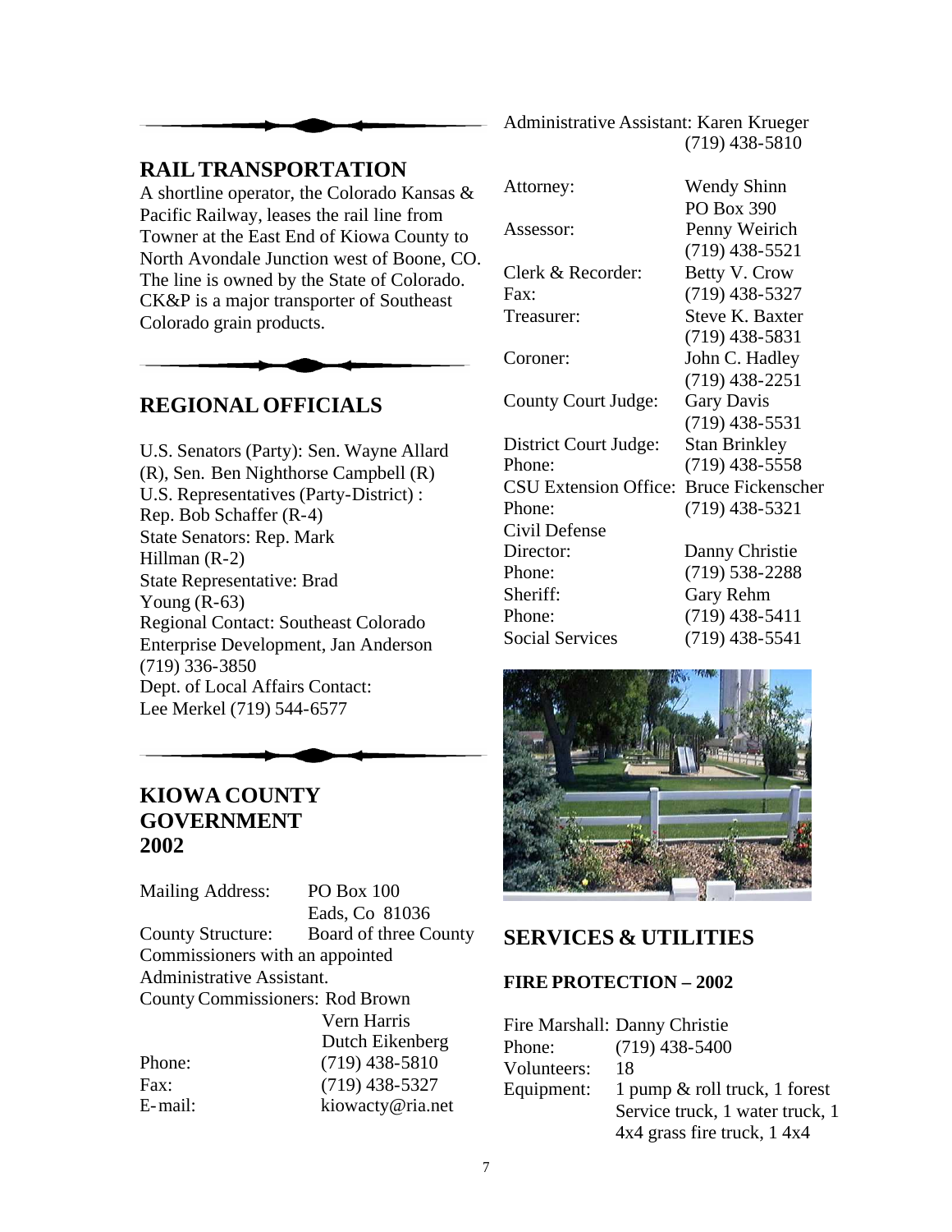## RAIL TRANSPORTATION

A shortline operator, the Colorado Kansas & Pacific Railway, leases the rail line from Towner at the East End of Kiowa County to North Avondale Junction west of Boone, CO. The line is owned by the State of Colorado. CK&P is a major transporter of Southeast Colorado grain products.

## REGIONAL OFFICIALS

U.S. Senators (Party): Sen. Wayne Allard (R), Sen. Ben Nighthorse Campbell (R)
U.S. Representatives (Party-District) : Rep. Bob Schaffer (R-4)
State Senators: Rep. Mark Hillman (R-2)
State Representative: Brad Young (R-63)
Regional Contact: Southeast Colorado Enterprise Development, Jan Anderson (719) 336-3850
Dept. of Local Affairs Contact: Lee Merkel (719) 544-6577

## KIOWA COUNTY GOVERNMENT 2002

| | |
|---|---|
| Mailing Address: | PO Box 100<br>Eads, Co 81036 |
| County Structure: | Board of three County Commissioners with an appointed Administrative Assistant. |
| County Commissioners: | Rod Brown<br>Vern Harris<br>Dutch Eikenberg |
| Phone: | (719) 438-5810 |
| Fax: | (719) 438-5327 |
| E-mail: | kiowacty@ria.net |
| Administrative Assistant: | Karen Krueger<br>(719) 438-5810 |
| Attorney: | Wendy Shinn<br>PO Box 390 |
| Assessor: | Penny Weirich<br>(719) 438-5521 |
| Clerk & Recorder: | Betty V. Crow |
| Fax: | (719) 438-5327 |
| Treasurer: | Steve K. Baxter<br>(719) 438-5831 |
| Coroner: | John C. Hadley<br>(719) 438-2251 |
| County Court Judge: | Gary Davis<br>(719) 438-5531 |
| District Court Judge: | Stan Brinkley |
| Phone: | (719) 438-5558 |
| CSU Extension Office: | Bruce Fickenscher |
| Phone: | (719) 438-5321 |
| Civil Defense Director: | Danny Christie |
| Phone: | (719) 538-2288 |
| Sheriff: | Gary Rehm |
| Phone: | (719) 438-5411 |
| Social Services | (719) 438-5541 |

## SERVICES & UTILITIES

### FIRE PROTECTION – 2002

| | |
|---|---|
| Fire Marshall: | Danny Christie |
| Phone: | (719) 438-5400 |
| Volunteers: | 18 |
| Equipment: | 1 pump & roll truck, 1 forest Service truck, 1 water truck, 1 4x4 grass fire truck, 1 4x4 |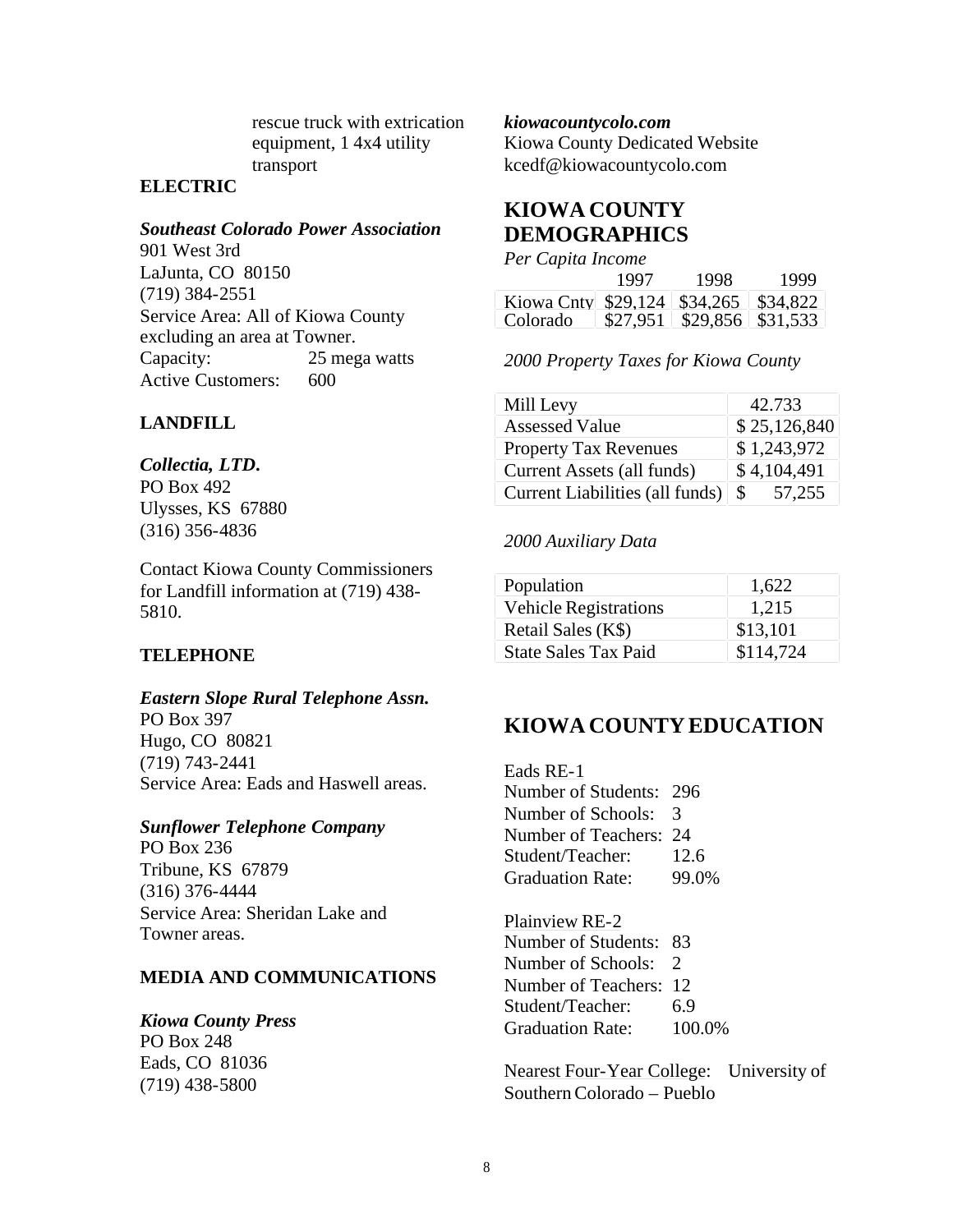rescue truck with extrication equipment, 1 4x4 utility transport

**ELECTRIC**

***Southeast Colorado Power Association***
901 West 3rd
LaJunta, CO 80150
(719) 384-2551
Service Area: All of Kiowa County excluding an area at Towner.

| | |
|---|---|
| Capacity: | 25 mega watts |
| Active Customers: | 600 |

**LANDFILL**

***Collectia, LTD.***
PO Box 492
Ulysses, KS 67880
(316) 356-4836

Contact Kiowa County Commissioners for Landfill information at (719) 438-5810.

**TELEPHONE**

***Eastern Slope Rural Telephone Assn.***
PO Box 397
Hugo, CO 80821
(719) 743-2441
Service Area: Eads and Haswell areas.

***Sunflower Telephone Company***
PO Box 236
Tribune, KS 67879
(316) 376-4444
Service Area: Sheridan Lake and Towner areas.

**MEDIA AND COMMUNICATIONS**

***Kiowa County Press***
PO Box 248
Eads, CO 81036
(719) 438-5800

***kiowacountycolo.com***
Kiowa County Dedicated Website
kcedf@kiowacountycolo.com

## KIOWA COUNTY DEMOGRAPHICS

*Per Capita Income*

| | 1997 | 1998 | 1999 |
|---|---|---|---|
| Kiowa Cnty | $29,124 | $34,265 | $34,822 |
| Colorado | $27,951 | $29,856 | $31,533 |

*2000 Property Taxes for Kiowa County*

| | |
|---|---|
| Mill Levy | 42.733 |
| Assessed Value | $ 25,126,840 |
| Property Tax Revenues | $ 1,243,972 |
| Current Assets (all funds) | $ 4,104,491 |
| Current Liabilities (all funds) | $ 57,255 |

*2000 Auxiliary Data*

| | |
|---|---|
| Population | 1,622 |
| Vehicle Registrations | 1,215 |
| Retail Sales (K$) | $13,101 |
| State Sales Tax Paid | $114,724 |

## KIOWA COUNTY EDUCATION

Eads RE-1

| | |
|---|---|
| Number of Students: | 296 |
| Number of Schools: | 3 |
| Number of Teachers: | 24 |
| Student/Teacher: | 12.6 |
| Graduation Rate: | 99.0% |

Plainview RE-2

| | |
|---|---|
| Number of Students: | 83 |
| Number of Schools: | 2 |
| Number of Teachers: | 12 |
| Student/Teacher: | 6.9 |
| Graduation Rate: | 100.0% |

Nearest Four-Year College: University of Southern Colorado – Pueblo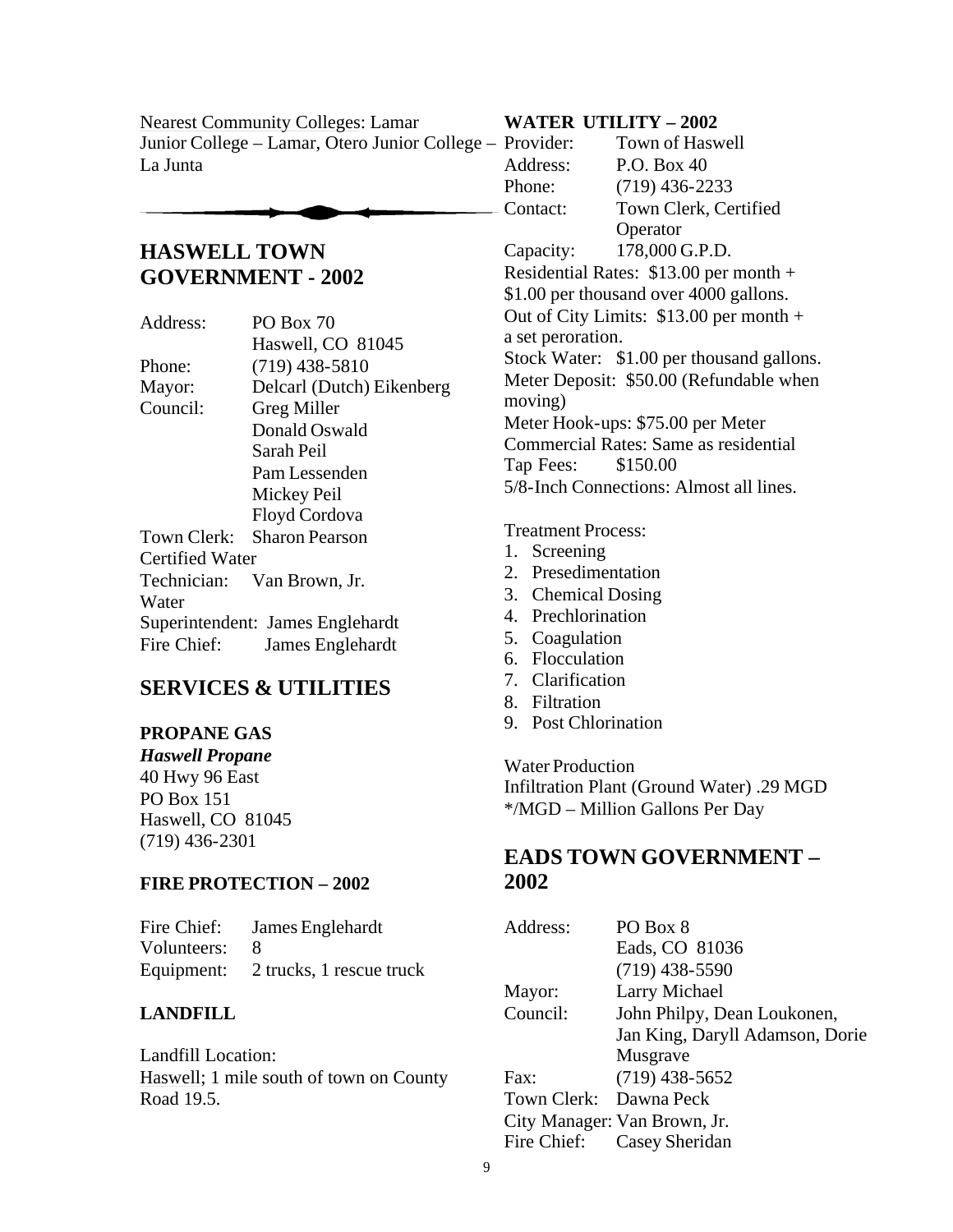Nearest Community Colleges: Lamar Junior College – Lamar, Otero Junior College – La Junta

---

## HASWELL TOWN GOVERNMENT - 2002

| | |
|---|---|
| Address: | PO Box 70<br>Haswell, CO 81045 |
| Phone: | (719) 438-5810 |
| Mayor: | Delcarl (Dutch) Eikenberg |
| Council: | Greg Miller<br>Donald Oswald<br>Sarah Peil<br>Pam Lessenden<br>Mickey Peil<br>Floyd Cordova |
| Town Clerk: | Sharon Pearson |
| Certified Water Technician: | Van Brown, Jr. |
| Water Superintendent: | James Englehardt |
| Fire Chief: | James Englehardt |

## SERVICES & UTILITIES

### PROPANE GAS

***Haswell Propane***
40 Hwy 96 East
PO Box 151
Haswell, CO 81045
(719) 436-2301

### FIRE PROTECTION – 2002

| | |
|---|---|
| Fire Chief: | James Englehardt |
| Volunteers: | 8 |
| Equipment: | 2 trucks, 1 rescue truck |

### LANDFILL

Landfill Location:
Haswell; 1 mile south of town on County Road 19.5.

### WATER UTILITY – 2002

| | |
|---|---|
| Provider: | Town of Haswell |
| Address: | P.O. Box 40 |
| Phone: | (719) 436-2233 |
| Contact: | Town Clerk, Certified Operator |
| Capacity: | 178,000 G.P.D. |

Residential Rates: $13.00 per month + $1.00 per thousand over 4000 gallons.
Out of City Limits: $13.00 per month + a set peroration.
Stock Water: $1.00 per thousand gallons.
Meter Deposit: $50.00 (Refundable when moving)
Meter Hook-ups: $75.00 per Meter
Commercial Rates: Same as residential
Tap Fees: $150.00
5/8-Inch Connections: Almost all lines.

Treatment Process:

1. Screening
2. Presedimentation
3. Chemical Dosing
4. Prechlorination
5. Coagulation
6. Flocculation
7. Clarification
8. Filtration
9. Post Chlorination

Water Production
Infiltration Plant (Ground Water) .29 MGD
*/MGD – Million Gallons Per Day

## EADS TOWN GOVERNMENT – 2002

| | |
|---|---|
| Address: | PO Box 8<br>Eads, CO 81036<br>(719) 438-5590 |
| Mayor: | Larry Michael |
| Council: | John Philpy, Dean Loukonen, Jan King, Daryll Adamson, Dorie Musgrave |
| Fax: | (719) 438-5652 |
| Town Clerk: | Dawna Peck |
| City Manager: | Van Brown, Jr. |
| Fire Chief: | Casey Sheridan |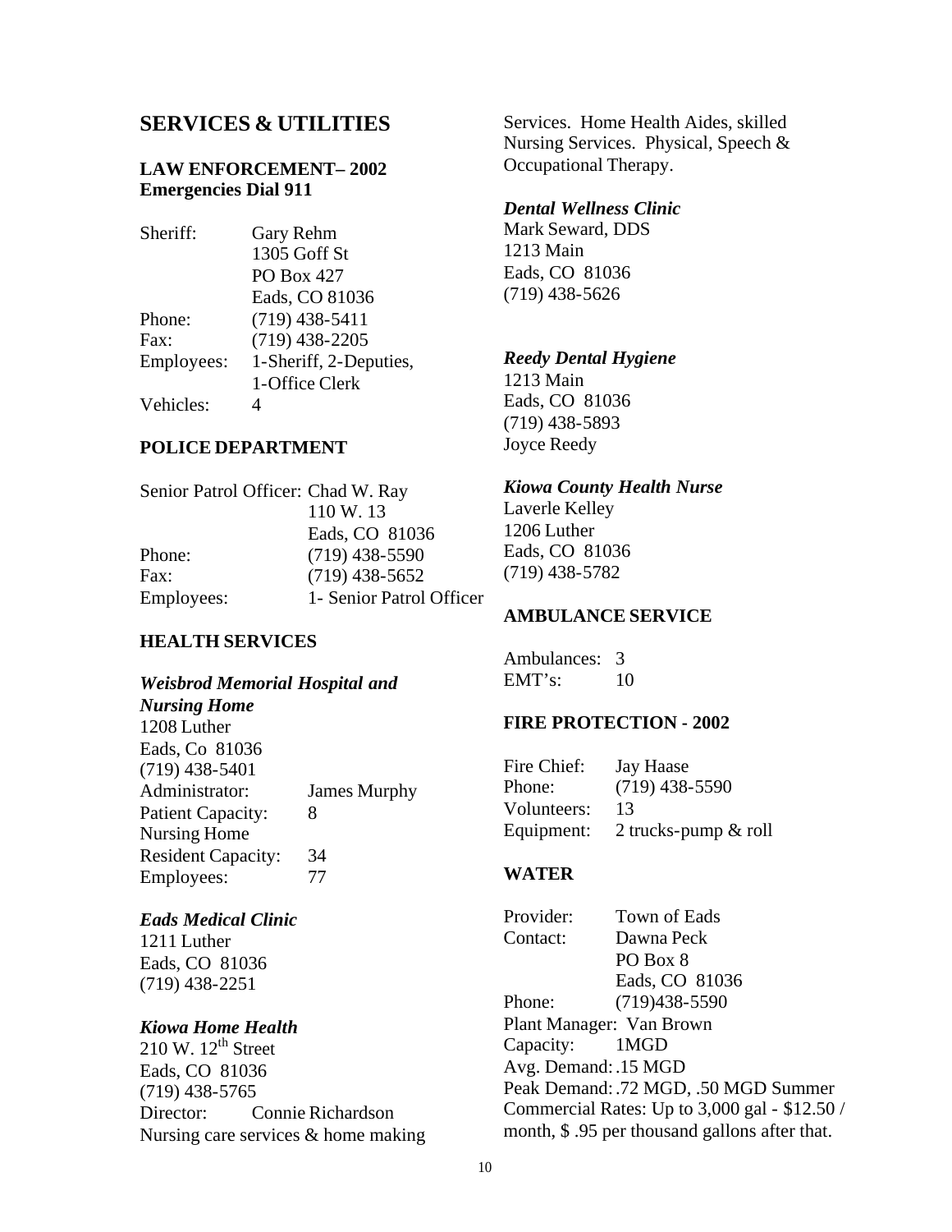## SERVICES & UTILITIES

### LAW ENFORCEMENT– 2002
**Emergencies Dial 911**

| | |
|---|---|
| Sheriff: | Gary Rehm<br>1305 Goff St<br>PO Box 427<br>Eads, CO 81036 |
| Phone: | (719) 438-5411 |
| Fax: | (719) 438-2205 |
| Employees: | 1-Sheriff, 2-Deputies, 1-Office Clerk |
| Vehicles: | 4 |

### POLICE DEPARTMENT

| | |
|---|---|
| Senior Patrol Officer: | Chad W. Ray<br>110 W. 13<br>Eads, CO 81036 |
| Phone: | (719) 438-5590 |
| Fax: | (719) 438-5652 |
| Employees: | 1- Senior Patrol Officer |

### HEALTH SERVICES

***Weisbrod Memorial Hospital and Nursing Home***
1208 Luther
Eads, Co 81036
(719) 438-5401

| | |
|---|---|
| Administrator: | James Murphy |
| Patient Capacity: | 8 |
| Nursing Home Resident Capacity: | 34 |
| Employees: | 77 |

***Eads Medical Clinic***
1211 Luther
Eads, CO 81036
(719) 438-2251

***Kiowa Home Health***
210 W. 12th Street
Eads, CO 81036
(719) 438-5765
Director: Connie Richardson
Nursing care services & home making Services. Home Health Aides, skilled Nursing Services. Physical, Speech & Occupational Therapy.

***Dental Wellness Clinic***
Mark Seward, DDS
1213 Main
Eads, CO 81036
(719) 438-5626

***Reedy Dental Hygiene***
1213 Main
Eads, CO 81036
(719) 438-5893
Joyce Reedy

***Kiowa County Health Nurse***
Laverle Kelley
1206 Luther
Eads, CO 81036
(719) 438-5782

### AMBULANCE SERVICE

| | |
|---|---|
| Ambulances: | 3 |
| EMT's: | 10 |

### FIRE PROTECTION - 2002

| | |
|---|---|
| Fire Chief: | Jay Haase |
| Phone: | (719) 438-5590 |
| Volunteers: | 13 |
| Equipment: | 2 trucks-pump & roll |

### WATER

| | |
|---|---|
| Provider: | Town of Eads |
| Contact: | Dawna Peck<br>PO Box 8<br>Eads, CO 81036 |
| Phone: | (719)438-5590 |

Plant Manager: Van Brown
Capacity: 1MGD
Avg. Demand: .15 MGD
Peak Demand: .72 MGD, .50 MGD Summer
Commercial Rates: Up to 3,000 gal - $12.50 / month, $ .95 per thousand gallons after that.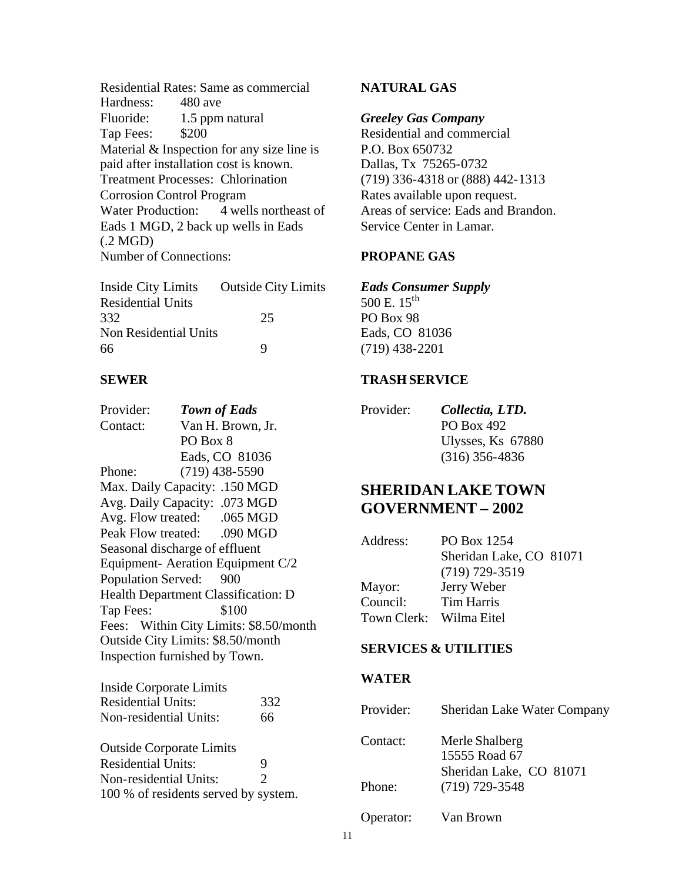Residential Rates: Same as commercial
Hardness: 480 ave
Fluoride: 1.5 ppm natural
Tap Fees: $200
Material & Inspection for any size line is paid after installation cost is known.
Treatment Processes: Chlorination
Corrosion Control Program
Water Production: 4 wells northeast of Eads 1 MGD, 2 back up wells in Eads (.2 MGD)
Number of Connections:

| Inside City Limits | Outside City Limits |
|---|---|
| Residential Units | |
| 332 | 25 |
| Non Residential Units | |
| 66 | 9 |

### SEWER

Provider: ***Town of Eads***
Contact: Van H. Brown, Jr.
PO Box 8
Eads, CO 81036
Phone: (719) 438-5590
Max. Daily Capacity: .150 MGD
Avg. Daily Capacity: .073 MGD
Avg. Flow treated: .065 MGD
Peak Flow treated: .090 MGD
Seasonal discharge of effluent
Equipment- Aeration Equipment C/2
Population Served: 900
Health Department Classification: D
Tap Fees: $100
Fees: Within City Limits: $8.50/month
Outside City Limits: $8.50/month
Inspection furnished by Town.

Inside Corporate Limits
Residential Units: 332
Non-residential Units: 66

Outside Corporate Limits
Residential Units: 9
Non-residential Units: 2
100 % of residents served by system.

### NATURAL GAS

***Greeley Gas Company***
Residential and commercial
P.O. Box 650732
Dallas, Tx 75265-0732
(719) 336-4318 or (888) 442-1313
Rates available upon request.
Areas of service: Eads and Brandon.
Service Center in Lamar.

### PROPANE GAS

***Eads Consumer Supply***
500 E. 15th
PO Box 98
Eads, CO 81036
(719) 438-2201

### TRASH SERVICE

Provider: ***Collectia, LTD.***
PO Box 492
Ulysses, Ks 67880
(316) 356-4836

## SHERIDAN LAKE TOWN GOVERNMENT – 2002

Address: PO Box 1254
Sheridan Lake, CO 81071
(719) 729-3519
Mayor: Jerry Weber
Council: Tim Harris
Town Clerk: Wilma Eitel

### SERVICES & UTILITIES

### WATER

Provider: Sheridan Lake Water Company

Contact: Merle Shalberg
15555 Road 67
Sheridan Lake, CO 81071
Phone: (719) 729-3548

Operator: Van Brown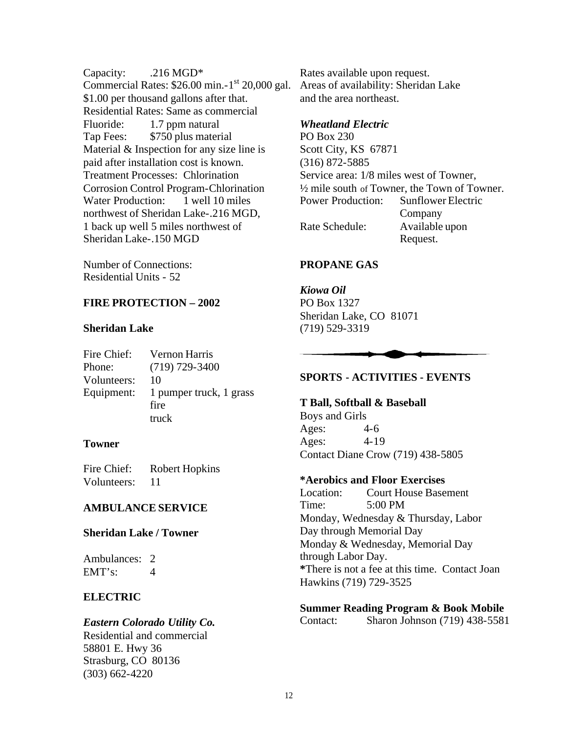Capacity: .216 MGD*
Commercial Rates: $26.00 min.-1st 20,000 gal. $1.00 per thousand gallons after that.
Residential Rates: Same as commercial
Fluoride: 1.7 ppm natural
Tap Fees: $750 plus material
Material & Inspection for any size line is paid after installation cost is known.
Treatment Processes: Chlorination
Corrosion Control Program-Chlorination
Water Production: 1 well 10 miles northwest of Sheridan Lake-.216 MGD, 1 back up well 5 miles northwest of Sheridan Lake-.150 MGD

Number of Connections:
Residential Units - 52

## FIRE PROTECTION – 2002

### Sheridan Lake

| | |
|---|---|
| Fire Chief: | Vernon Harris |
| Phone: | (719) 729-3400 |
| Volunteers: | 10 |
| Equipment: | 1 pumper truck, 1 grass fire truck |

### Towner

| | |
|---|---|
| Fire Chief: | Robert Hopkins |
| Volunteers: | 11 |

## AMBULANCE SERVICE

### Sheridan Lake / Towner

| | |
|---|---|
| Ambulances: | 2 |
| EMT's: | 4 |

## ELECTRIC

***Eastern Colorado Utility Co.***
Residential and commercial
58801 E. Hwy 36
Strasburg, CO 80136
(303) 662-4220
Rates available upon request.
Areas of availability: Sheridan Lake and the area northeast.

***Wheatland Electric***
PO Box 230
Scott City, KS 67871
(316) 872-5885
Service area: 1/8 miles west of Towner, ½ mile south of Towner, the Town of Towner.

| | |
|---|---|
| Power Production: | Sunflower Electric Company |
| Rate Schedule: | Available upon Request. |

## PROPANE GAS

***Kiowa Oil***
PO Box 1327
Sheridan Lake, CO 81071
(719) 529-3319

## SPORTS - ACTIVITIES - EVENTS

**T Ball, Softball & Baseball**
Boys and Girls
Ages: 4-6
Ages: 4-19
Contact Diane Crow (719) 438-5805

***Aerobics and Floor Exercises**
Location: Court House Basement
Time: 5:00 PM
Monday, Wednesday & Thursday, Labor Day through Memorial Day
Monday & Wednesday, Memorial Day through Labor Day.
*There is not a fee at this time. Contact Joan Hawkins (719) 729-3525

**Summer Reading Program & Book Mobile**
Contact: Sharon Johnson (719) 438-5581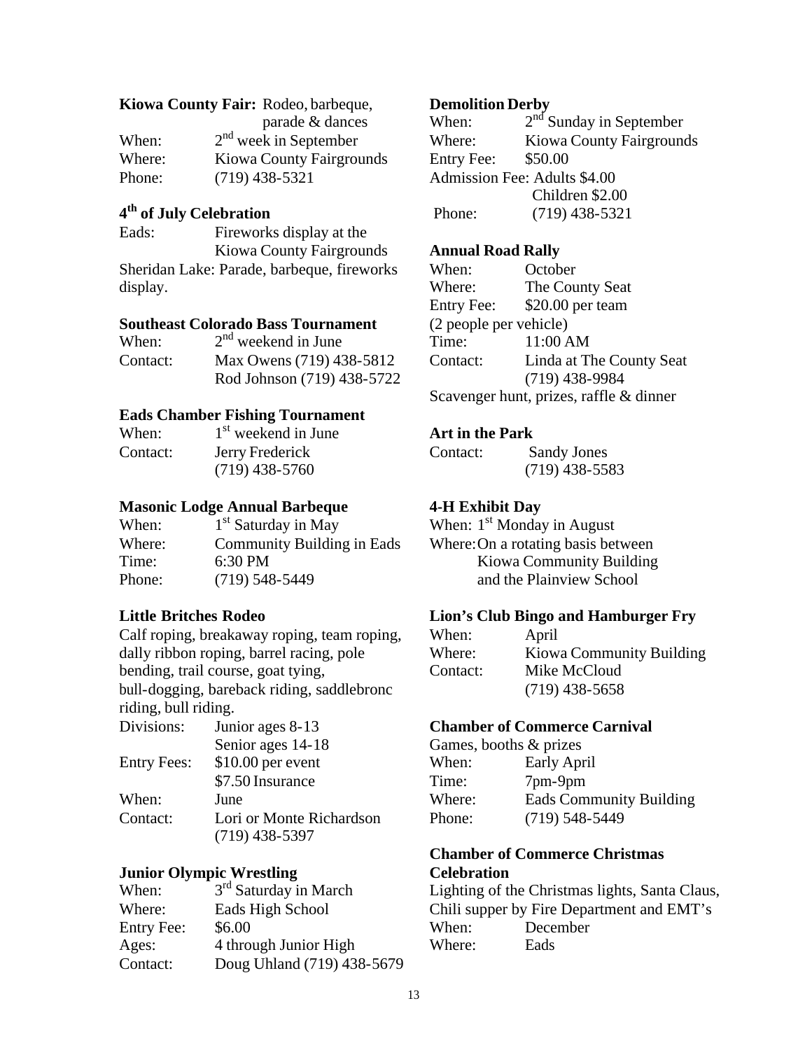**Kiowa County Fair:** Rodeo, barbeque, parade & dances

When: 2nd week in September
Where: Kiowa County Fairgrounds
Phone: (719) 438-5321

**4th of July Celebration**

Eads: Fireworks display at the Kiowa County Fairgrounds
Sheridan Lake: Parade, barbeque, fireworks display.

**Southeast Colorado Bass Tournament**

When: 2nd weekend in June
Contact: Max Owens (719) 438-5812
Rod Johnson (719) 438-5722

**Eads Chamber Fishing Tournament**

When: 1st weekend in June
Contact: Jerry Frederick
(719) 438-5760

**Masonic Lodge Annual Barbeque**

When: 1st Saturday in May
Where: Community Building in Eads
Time: 6:30 PM
Phone: (719) 548-5449

**Little Britches Rodeo**

Calf roping, breakaway roping, team roping, dally ribbon roping, barrel racing, pole bending, trail course, goat tying, bull-dogging, bareback riding, saddlebronc riding, bull riding.

Divisions: Junior ages 8-13
Senior ages 14-18
Entry Fees: $10.00 per event
$7.50 Insurance
When: June
Contact: Lori or Monte Richardson
(719) 438-5397

**Junior Olympic Wrestling**

When: 3rd Saturday in March
Where: Eads High School
Entry Fee: $6.00
Ages: 4 through Junior High
Contact: Doug Uhland (719) 438-5679

**Demolition Derby**

When: 2nd Sunday in September
Where: Kiowa County Fairgrounds
Entry Fee: $50.00
Admission Fee: Adults $4.00
Children $2.00
Phone: (719) 438-5321

**Annual Road Rally**

When: October
Where: The County Seat
Entry Fee: $20.00 per team
(2 people per vehicle)
Time: 11:00 AM
Contact: Linda at The County Seat
(719) 438-9984
Scavenger hunt, prizes, raffle & dinner

**Art in the Park**

Contact: Sandy Jones
(719) 438-5583

**4-H Exhibit Day**

When: 1st Monday in August
Where: On a rotating basis between Kiowa Community Building and the Plainview School

**Lion's Club Bingo and Hamburger Fry**

When: April
Where: Kiowa Community Building
Contact: Mike McCloud
(719) 438-5658

**Chamber of Commerce Carnival**

Games, booths & prizes
When: Early April
Time: 7pm-9pm
Where: Eads Community Building
Phone: (719) 548-5449

**Chamber of Commerce Christmas Celebration**

Lighting of the Christmas lights, Santa Claus, Chili supper by Fire Department and EMT's
When: December
Where: Eads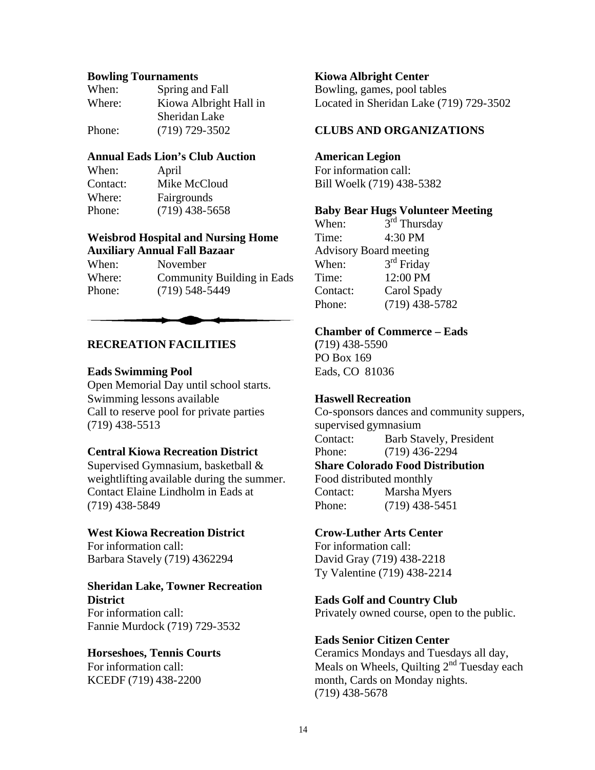**Bowling Tournaments**

When: Spring and Fall
Where: Kiowa Albright Hall in Sheridan Lake
Phone: (719) 729-3502

**Annual Eads Lion's Club Auction**

When: April
Contact: Mike McCloud
Where: Fairgrounds
Phone: (719) 438-5658

**Weisbrod Hospital and Nursing Home Auxiliary Annual Fall Bazaar**

When: November
Where: Community Building in Eads
Phone: (719) 548-5449

---

## RECREATION FACILITIES

**Eads Swimming Pool**

Open Memorial Day until school starts.
Swimming lessons available
Call to reserve pool for private parties
(719) 438-5513

**Central Kiowa Recreation District**

Supervised Gymnasium, basketball & weightlifting available during the summer. Contact Elaine Lindholm in Eads at (719) 438-5849

**West Kiowa Recreation District**

For information call:
Barbara Stavely (719) 4362294

**Sheridan Lake, Towner Recreation District**

For information call:
Fannie Murdock (719) 729-3532

**Horseshoes, Tennis Courts**

For information call:
KCEDF (719) 438-2200

**Kiowa Albright Center**

Bowling, games, pool tables
Located in Sheridan Lake (719) 729-3502

## CLUBS AND ORGANIZATIONS

**American Legion**

For information call:
Bill Woelk (719) 438-5382

**Baby Bear Hugs Volunteer Meeting**

When: 3rd Thursday
Time: 4:30 PM
Advisory Board meeting
When: 3rd Friday
Time: 12:00 PM
Contact: Carol Spady
Phone: (719) 438-5782

**Chamber of Commerce – Eads**

(719) 438-5590
PO Box 169
Eads, CO 81036

**Haswell Recreation**

Co-sponsors dances and community suppers, supervised gymnasium
Contact: Barb Stavely, President
Phone: (719) 436-2294

**Share Colorado Food Distribution**

Food distributed monthly
Contact: Marsha Myers
Phone: (719) 438-5451

**Crow-Luther Arts Center**

For information call:
David Gray (719) 438-2218
Ty Valentine (719) 438-2214

**Eads Golf and Country Club**

Privately owned course, open to the public.

**Eads Senior Citizen Center**

Ceramics Mondays and Tuesdays all day, Meals on Wheels, Quilting 2nd Tuesday each month, Cards on Monday nights.
(719) 438-5678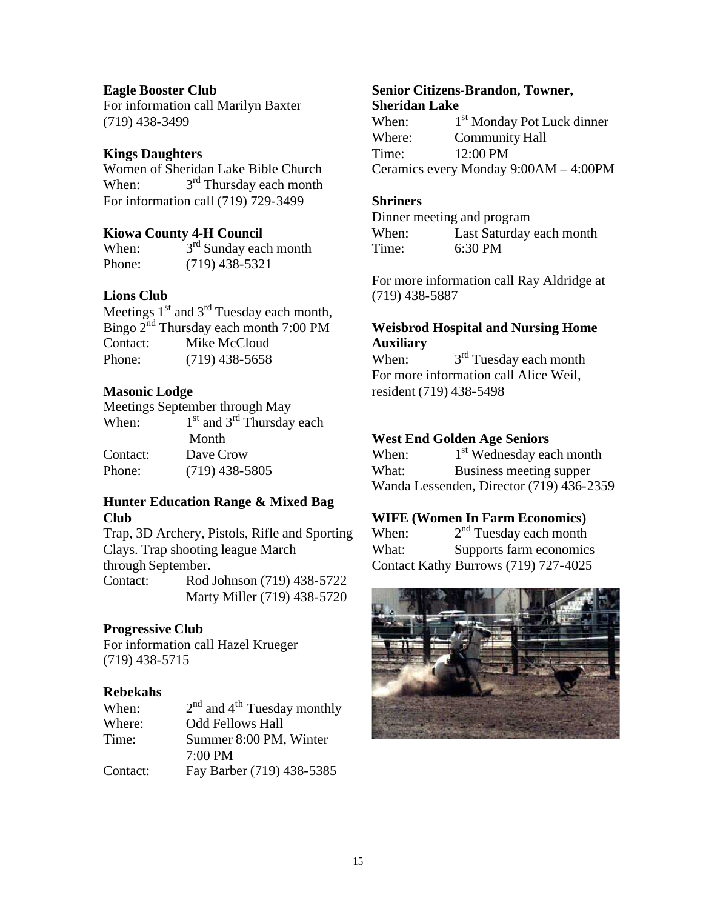**Eagle Booster Club**

For information call Marilyn Baxter (719) 438-3499

**Kings Daughters**

Women of Sheridan Lake Bible Church

When: 3rd Thursday each month

For information call (719) 729-3499

**Kiowa County 4-H Council**

When: 3rd Sunday each month

Phone: (719) 438-5321

**Lions Club**

Meetings 1st and 3rd Tuesday each month,

Bingo 2nd Thursday each month 7:00 PM

Contact: Mike McCloud

Phone: (719) 438-5658

**Masonic Lodge**

Meetings September through May

When: 1st and 3rd Thursday each Month

Contact: Dave Crow

Phone: (719) 438-5805

**Hunter Education Range & Mixed Bag Club**

Trap, 3D Archery, Pistols, Rifle and Sporting Clays. Trap shooting league March through September.

Contact: Rod Johnson (719) 438-5722
Marty Miller (719) 438-5720

**Progressive Club**

For information call Hazel Krueger (719) 438-5715

**Rebekahs**

When: 2nd and 4th Tuesday monthly

Where: Odd Fellows Hall

Time: Summer 8:00 PM, Winter 7:00 PM

Contact: Fay Barber (719) 438-5385

**Senior Citizens-Brandon, Towner, Sheridan Lake**

When: 1st Monday Pot Luck dinner

Where: Community Hall

Time: 12:00 PM

Ceramics every Monday 9:00AM – 4:00PM

**Shriners**

Dinner meeting and program

When: Last Saturday each month

Time: 6:30 PM

For more information call Ray Aldridge at (719) 438-5887

**Weisbrod Hospital and Nursing Home Auxiliary**

When: 3rd Tuesday each month

For more information call Alice Weil, resident (719) 438-5498

**West End Golden Age Seniors**

When: 1st Wednesday each month

What: Business meeting supper

Wanda Lessenden, Director (719) 436-2359

**WIFE (Women In Farm Economics)**

When: 2nd Tuesday each month

What: Supports farm economics

Contact Kathy Burrows (719) 727-4025